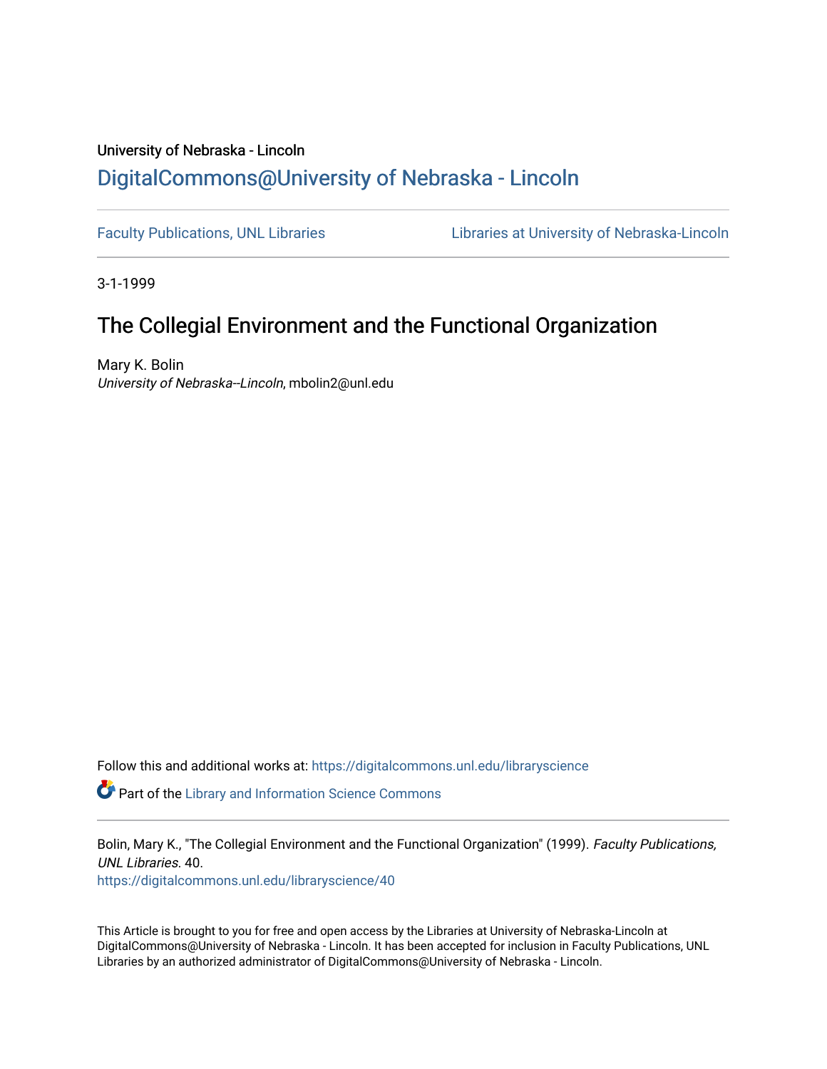University of Nebraska - Lincoln

## DigitalCommons@University of Nebraska - Lincoln

Faculty Publications, UNL Libraries

Libraries at University of Nebraska-Lincoln

3-1-1999

# The Collegial Environment and the Functional Organization

Mary K. Bolin

*University of Nebraska--Lincoln*, mbolin2@unl.edu

Follow this and additional works at: https://digitalcommons.unl.edu/libraryscience

Part of the Library and Information Science Commons

Bolin, Mary K., "The Collegial Environment and the Functional Organization" (1999). *Faculty Publications, UNL Libraries*. 40.
https://digitalcommons.unl.edu/libraryscience/40

This Article is brought to you for free and open access by the Libraries at University of Nebraska-Lincoln at DigitalCommons@University of Nebraska - Lincoln. It has been accepted for inclusion in Faculty Publications, UNL Libraries by an authorized administrator of DigitalCommons@University of Nebraska - Lincoln.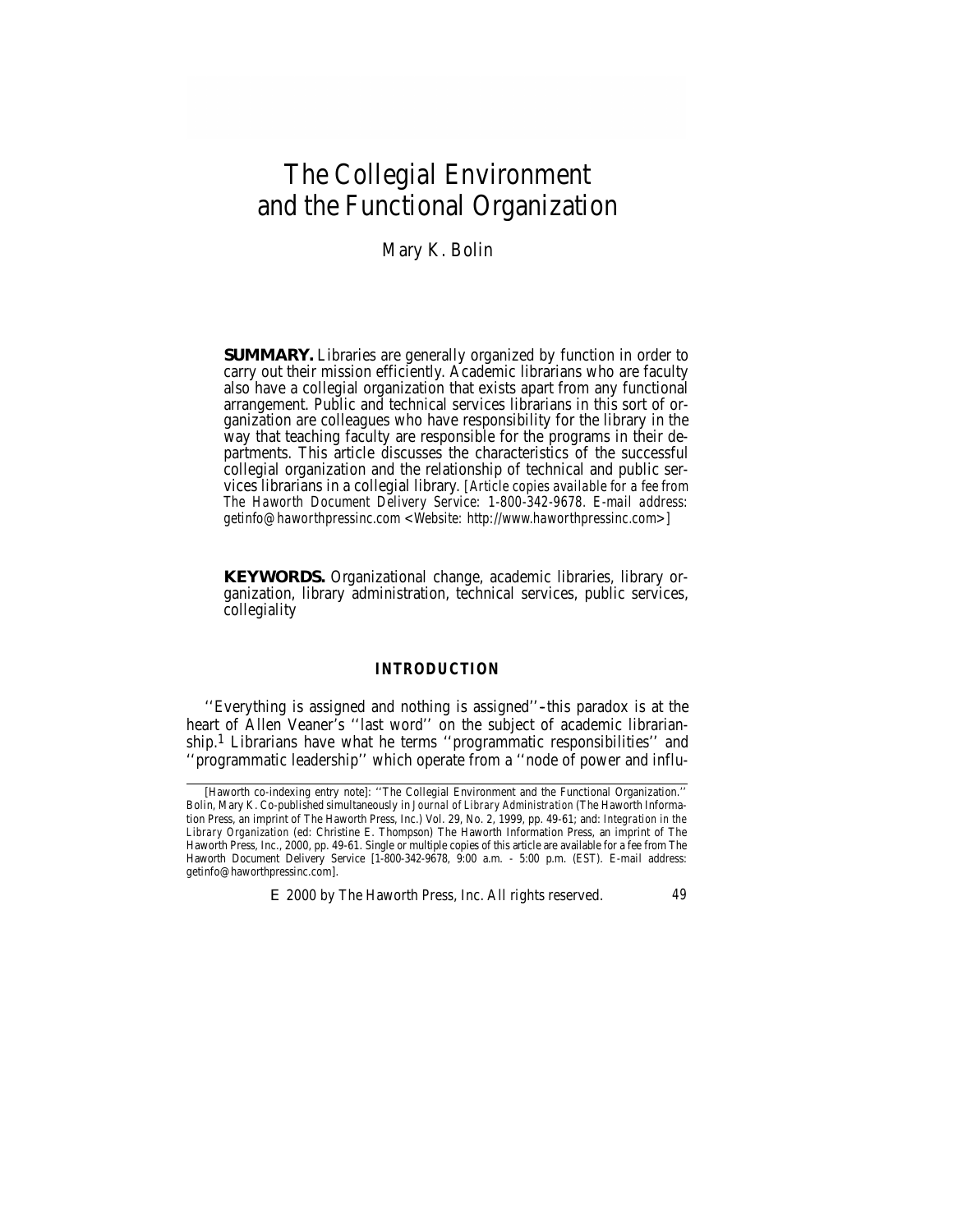# The Collegial Environment and the Functional Organization

Mary K. Bolin

**SUMMARY.** Libraries are generally organized by function in order to carry out their mission efficiently. Academic librarians who are faculty also have a collegial organization that exists apart from any functional arrangement. Public and technical services librarians in this sort of organization are colleagues who have responsibility for the library in the way that teaching faculty are responsible for the programs in their departments. This article discusses the characteristics of the successful collegial organization and the relationship of technical and public services librarians in a collegial library. [*Article copies available for a fee from The Haworth Document Delivery Service: 1-800-342-9678. E-mail address: getinfo@haworthpressinc.com <Website: http://www.haworthpressinc.com>*]

**KEYWORDS.** Organizational change, academic libraries, library organization, library administration, technical services, public services, collegiality

## INTRODUCTION

"Everything is assigned and nothing is assigned"–this paradox is at the heart of Allen Veaner's "last word" on the subject of academic librarianship.[1] Librarians have what he terms "programmatic responsibilities" and "programmatic leadership" which operate from a "node of power and influ-

[Haworth co-indexing entry note]: "The Collegial Environment and the Functional Organization." Bolin, Mary K. Co-published simultaneously in *Journal of Library Administration* (The Haworth Information Press, an imprint of The Haworth Press, Inc.) Vol. 29, No. 2, 1999, pp. 49-61; and: *Integration in the Library Organization* (ed: Christine E. Thompson) The Haworth Information Press, an imprint of The Haworth Press, Inc., 2000, pp. 49-61. Single or multiple copies of this article are available for a fee from The Haworth Document Delivery Service [1-800-342-9678, 9:00 a.m. - 5:00 p.m. (EST). E-mail address: getinfo@haworthpressinc.com].

© 2000 by The Haworth Press, Inc. All rights reserved.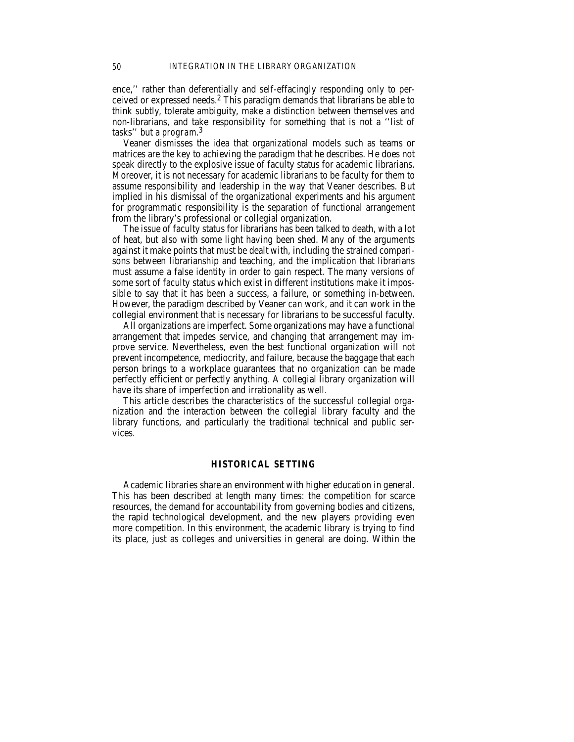ence,'' rather than deferentially and self-effacingly responding only to perceived or expressed needs.[2] This paradigm demands that librarians be able to think subtly, tolerate ambiguity, make a distinction between themselves and non-librarians, and take responsibility for something that is not a ''list of tasks'' but a *program*.[3]

Veaner dismisses the idea that organizational models such as teams or matrices are the key to achieving the paradigm that he describes. He does not speak directly to the explosive issue of faculty status for academic librarians. Moreover, it is not necessary for academic librarians to be faculty for them to assume responsibility and leadership in the way that Veaner describes. But implied in his dismissal of the organizational experiments and his argument for programmatic responsibility is the separation of functional arrangement from the library's professional or collegial organization.

The issue of faculty status for librarians has been talked to death, with a lot of heat, but also with some light having been shed. Many of the arguments against it make points that must be dealt with, including the strained comparisons between librarianship and teaching, and the implication that librarians must assume a false identity in order to gain respect. The many versions of some sort of faculty status which exist in different institutions make it impossible to say that it has been a success, a failure, or something in-between. However, the paradigm described by Veaner *can* work, and it can work in the collegial environment that is necessary for librarians to be successful faculty.

All organizations are imperfect. Some organizations may have a functional arrangement that impedes service, and changing that arrangement may improve service. Nevertheless, even the best functional organization will not prevent incompetence, mediocrity, and failure, because the baggage that each person brings to a workplace guarantees that no organization can be made perfectly efficient or perfectly anything. A collegial library organization will have its share of imperfection and irrationality as well.

This article describes the characteristics of the successful collegial organization and the interaction between the collegial library faculty and the library functions, and particularly the traditional technical and public services.

## HISTORICAL SETTING

Academic libraries share an environment with higher education in general. This has been described at length many times: the competition for scarce resources, the demand for accountability from governing bodies and citizens, the rapid technological development, and the new players providing even more competition. In this environment, the academic library is trying to find its place, just as colleges and universities in general are doing. Within the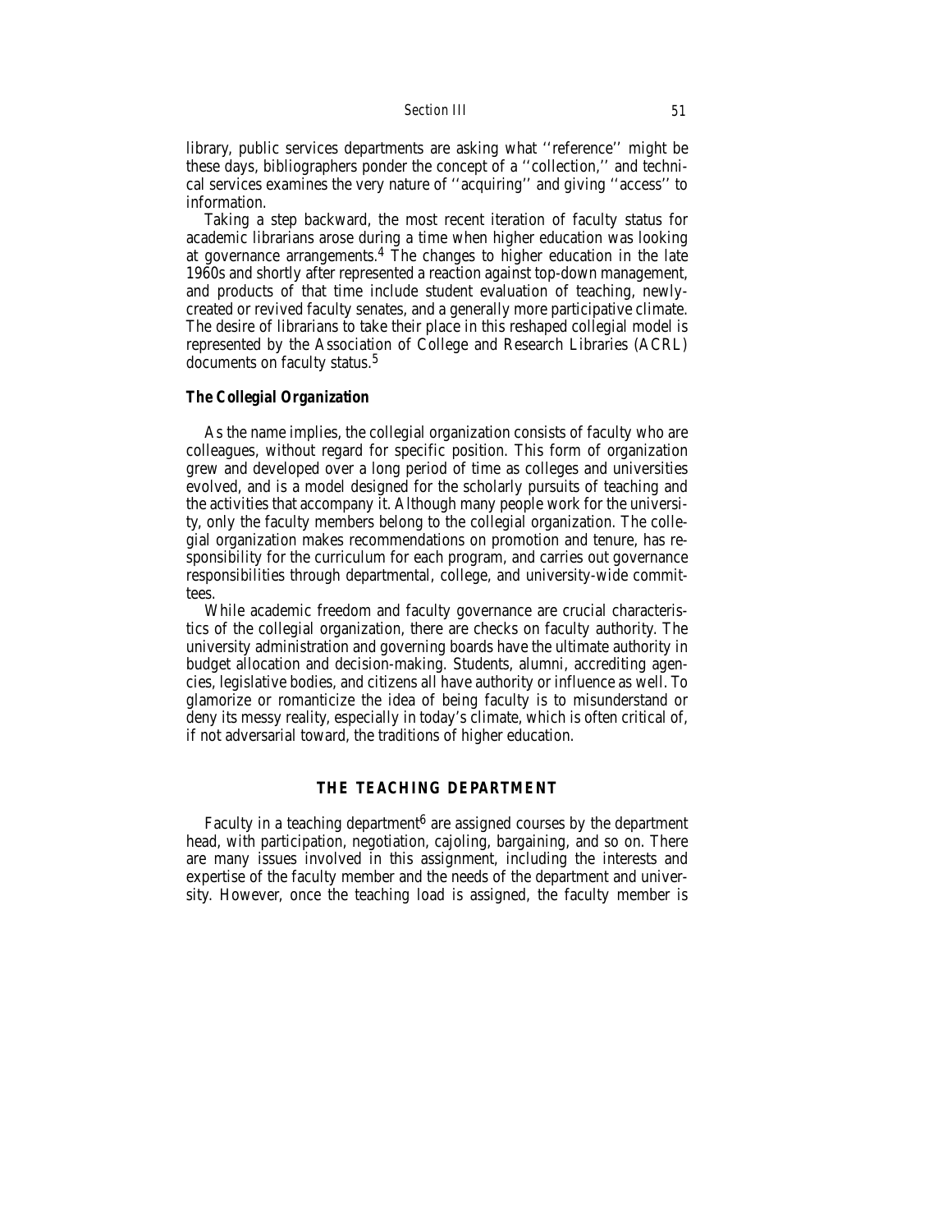library, public services departments are asking what ''reference'' might be these days, bibliographers ponder the concept of a ''collection,'' and technical services examines the very nature of ''acquiring'' and giving ''access'' to information.

Taking a step backward, the most recent iteration of faculty status for academic librarians arose during a time when higher education was looking at governance arrangements.[4] The changes to higher education in the late 1960s and shortly after represented a reaction against top-down management, and products of that time include student evaluation of teaching, newly-created or revived faculty senates, and a generally more participative climate. The desire of librarians to take their place in this reshaped collegial model is represented by the Association of College and Research Libraries (ACRL) documents on faculty status.[5]

### The Collegial Organization

As the name implies, the collegial organization consists of faculty who are colleagues, without regard for specific position. This form of organization grew and developed over a long period of time as colleges and universities evolved, and is a model designed for the scholarly pursuits of teaching and the activities that accompany it. Although many people work for the university, only the faculty members belong to the collegial organization. The collegial organization makes recommendations on promotion and tenure, has responsibility for the curriculum for each program, and carries out governance responsibilities through departmental, college, and university-wide committees.

While academic freedom and faculty governance are crucial characteristics of the collegial organization, there are checks on faculty authority. The university administration and governing boards have the ultimate authority in budget allocation and decision-making. Students, alumni, accrediting agencies, legislative bodies, and citizens all have authority or influence as well. To glamorize or romanticize the idea of being faculty is to misunderstand or deny its messy reality, especially in today's climate, which is often critical of, if not adversarial toward, the traditions of higher education.

## THE TEACHING DEPARTMENT

Faculty in a teaching department[6] are assigned courses by the department head, with participation, negotiation, cajoling, bargaining, and so on. There are many issues involved in this assignment, including the interests and expertise of the faculty member and the needs of the department and university. However, once the teaching load is assigned, the faculty member is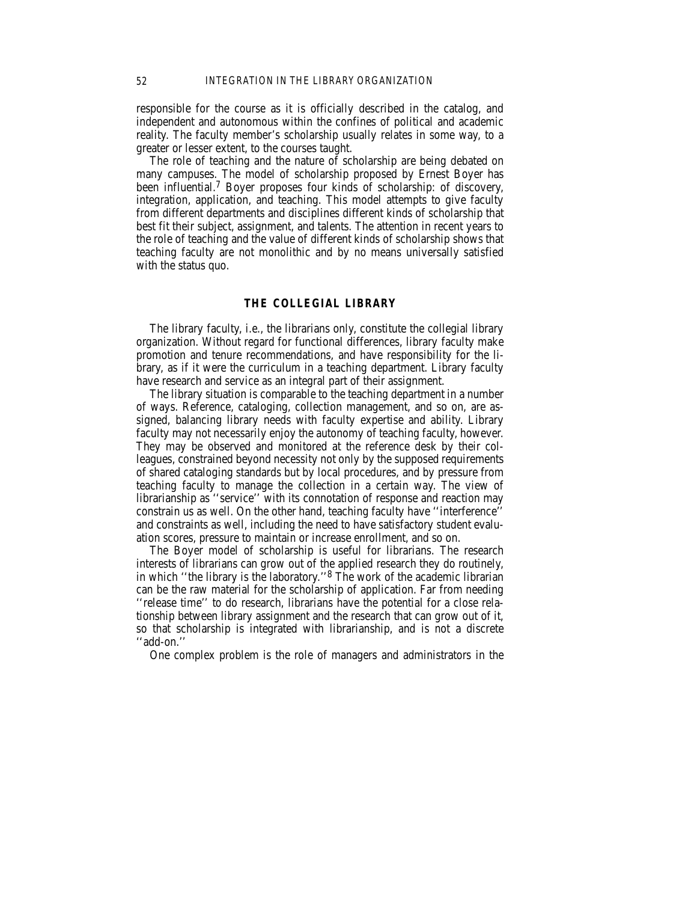responsible for the course as it is officially described in the catalog, and independent and autonomous within the confines of political and academic reality. The faculty member's scholarship usually relates in some way, to a greater or lesser extent, to the courses taught.

The role of teaching and the nature of scholarship are being debated on many campuses. The model of scholarship proposed by Ernest Boyer has been influential.[7] Boyer proposes four kinds of scholarship: of discovery, integration, application, and teaching. This model attempts to give faculty from different departments and disciplines different kinds of scholarship that best fit their subject, assignment, and talents. The attention in recent years to the role of teaching and the value of different kinds of scholarship shows that teaching faculty are not monolithic and by no means universally satisfied with the status quo.

## THE COLLEGIAL LIBRARY

The library faculty, i.e., the librarians only, constitute the collegial library organization. Without regard for functional differences, library faculty make promotion and tenure recommendations, and have responsibility for the library, as if it were the curriculum in a teaching department. Library faculty have research and service as an integral part of their assignment.

The library situation is comparable to the teaching department in a number of ways. Reference, cataloging, collection management, and so on, are assigned, balancing library needs with faculty expertise and ability. Library faculty may not necessarily enjoy the autonomy of teaching faculty, however. They may be observed and monitored at the reference desk by their colleagues, constrained beyond necessity not only by the supposed requirements of shared cataloging standards but by local procedures, and by pressure from teaching faculty to manage the collection in a certain way. The view of librarianship as ''service'' with its connotation of response and reaction may constrain us as well. On the other hand, teaching faculty have ''interference'' and constraints as well, including the need to have satisfactory student evaluation scores, pressure to maintain or increase enrollment, and so on.

The Boyer model of scholarship is useful for librarians. The research interests of librarians can grow out of the applied research they do routinely, in which ''the library is the laboratory.''[8] The work of the academic librarian can be the raw material for the scholarship of application. Far from needing ''release time'' to do research, librarians have the potential for a close relationship between library assignment and the research that can grow out of it, so that scholarship is integrated with librarianship, and is not a discrete ''add-on.''

One complex problem is the role of managers and administrators in the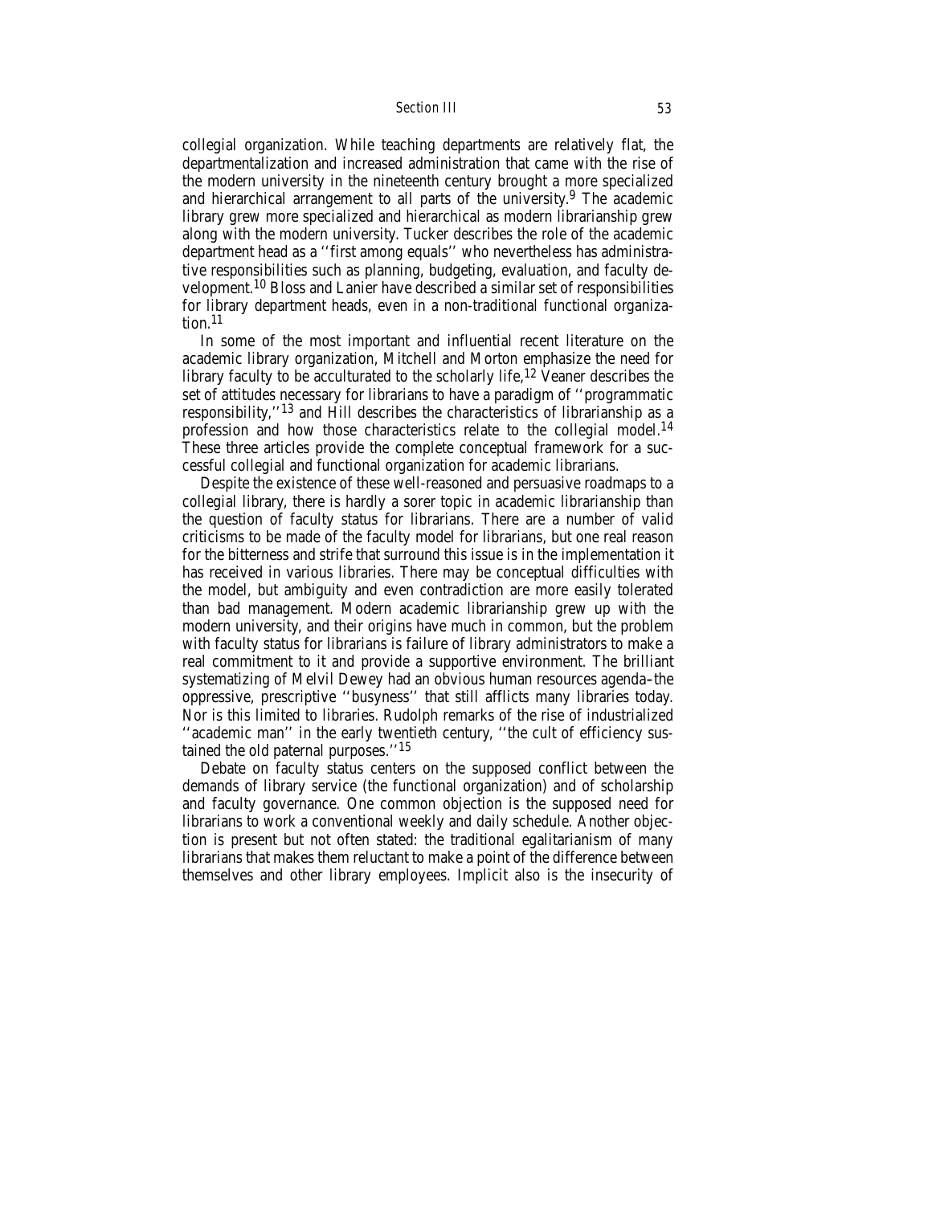collegial organization. While teaching departments are relatively flat, the departmentalization and increased administration that came with the rise of the modern university in the nineteenth century brought a more specialized and hierarchical arrangement to all parts of the university.[9] The academic library grew more specialized and hierarchical as modern librarianship grew along with the modern university. Tucker describes the role of the academic department head as a ''first among equals'' who nevertheless has administrative responsibilities such as planning, budgeting, evaluation, and faculty development.[10] Bloss and Lanier have described a similar set of responsibilities for library department heads, even in a non-traditional functional organization.[11]

In some of the most important and influential recent literature on the academic library organization, Mitchell and Morton emphasize the need for library faculty to be acculturated to the scholarly life,[12] Veaner describes the set of attitudes necessary for librarians to have a paradigm of ''programmatic responsibility,''[13] and Hill describes the characteristics of librarianship as a profession and how those characteristics relate to the collegial model.[14] These three articles provide the complete conceptual framework for a successful collegial and functional organization for academic librarians.

Despite the existence of these well-reasoned and persuasive roadmaps to a collegial library, there is hardly a sorer topic in academic librarianship than the question of faculty status for librarians. There are a number of valid criticisms to be made of the faculty model for librarians, but one real reason for the bitterness and strife that surround this issue is in the implementation it has received in various libraries. There may be conceptual difficulties with the model, but ambiguity and even contradiction are more easily tolerated than bad management. Modern academic librarianship grew up with the modern university, and their origins have much in common, but the problem with faculty status for librarians is failure of library administrators to make a real commitment to it and provide a supportive environment. The brilliant systematizing of Melvil Dewey had an obvious human resources agenda–the oppressive, prescriptive ''busyness'' that still afflicts many libraries today. Nor is this limited to libraries. Rudolph remarks of the rise of industrialized ''academic man'' in the early twentieth century, ''the cult of efficiency sustained the old paternal purposes.''[15]

Debate on faculty status centers on the supposed conflict between the demands of library service (the functional organization) and of scholarship and faculty governance. One common objection is the supposed need for librarians to work a conventional weekly and daily schedule. Another objection is present but not often stated: the traditional egalitarianism of many librarians that makes them reluctant to make a point of the difference between themselves and other library employees. Implicit also is the insecurity of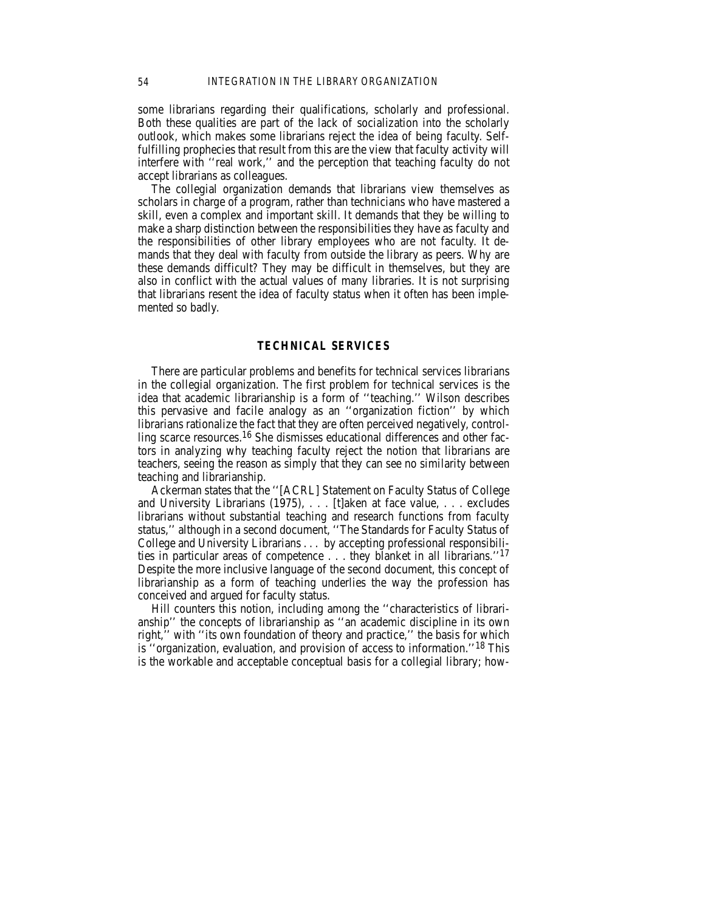some librarians regarding their qualifications, scholarly and professional. Both these qualities are part of the lack of socialization into the scholarly outlook, which makes some librarians reject the idea of being faculty. Self-fulfilling prophecies that result from this are the view that faculty activity will interfere with ''real work,'' and the perception that teaching faculty do not accept librarians as colleagues.

The collegial organization demands that librarians view themselves as scholars in charge of a program, rather than technicians who have mastered a skill, even a complex and important skill. It demands that they be willing to make a sharp distinction between the responsibilities they have as faculty and the responsibilities of other library employees who are not faculty. It demands that they deal with faculty from outside the library as peers. Why are these demands difficult? They may be difficult in themselves, but they are also in conflict with the actual values of many libraries. It is not surprising that librarians resent the idea of faculty status when it often has been implemented so badly.

## TECHNICAL SERVICES

There are particular problems and benefits for technical services librarians in the collegial organization. The first problem for technical services is the idea that academic librarianship is a form of ''teaching.'' Wilson describes this pervasive and facile analogy as an ''organization fiction'' by which librarians rationalize the fact that they are often perceived negatively, controlling scarce resources.[16] She dismisses educational differences and other factors in analyzing why teaching faculty reject the notion that librarians are teachers, seeing the reason as simply that they can see no similarity between teaching and librarianship.

Ackerman states that the ''[ACRL] Statement on Faculty Status of College and University Librarians (1975), . . . [t]aken at face value, . . . excludes librarians without substantial teaching and research functions from faculty status,'' although in a second document, ''The Standards for Faculty Status of College and University Librarians . . . by accepting professional responsibilities in particular areas of competence . . . they blanket in all librarians.''[17] Despite the more inclusive language of the second document, this concept of librarianship as a form of teaching underlies the way the profession has conceived and argued for faculty status.

Hill counters this notion, including among the ''characteristics of librarianship'' the concepts of librarianship as ''an academic discipline in its own right,'' with ''its own foundation of theory and practice,'' the basis for which is ''organization, evaluation, and provision of access to information.''[18] This is the workable and acceptable conceptual basis for a collegial library; how-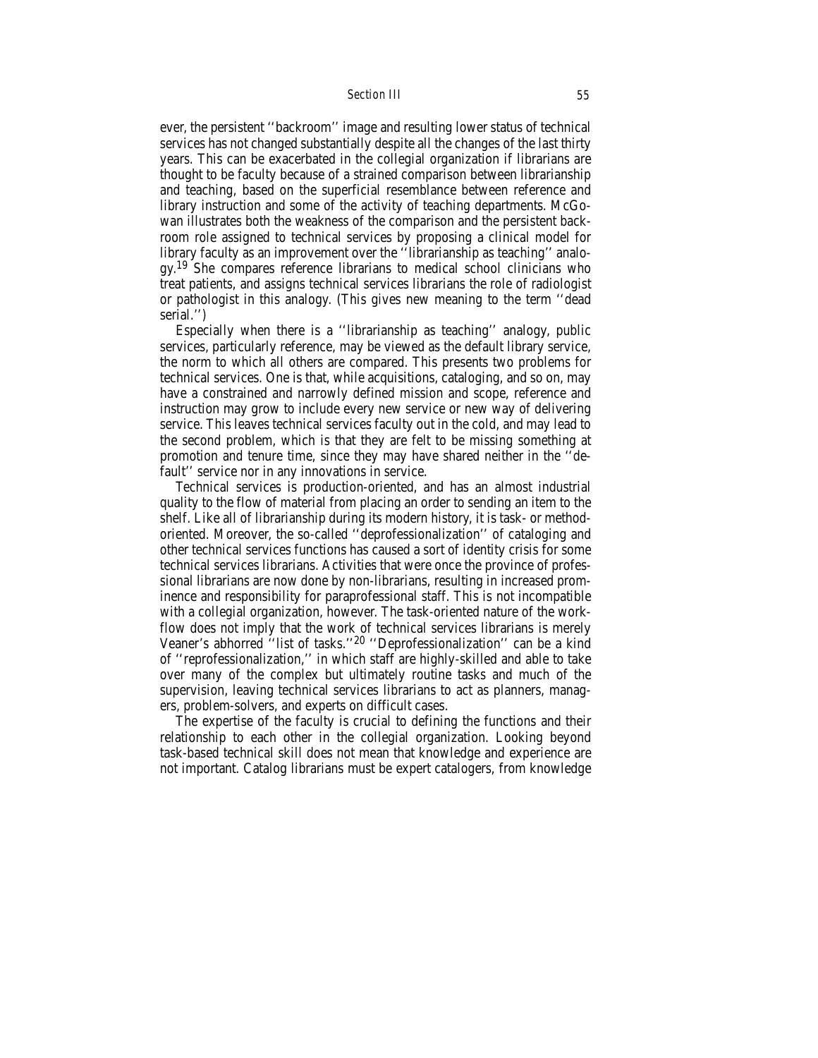ever, the persistent ''backroom'' image and resulting lower status of technical services has not changed substantially despite all the changes of the last thirty years. This can be exacerbated in the collegial organization if librarians are thought to be faculty because of a strained comparison between librarianship and teaching, based on the superficial resemblance between reference and library instruction and some of the activity of teaching departments. McGowan illustrates both the weakness of the comparison and the persistent backroom role assigned to technical services by proposing a clinical model for library faculty as an improvement over the ''librarianship as teaching'' analogy.[19] She compares reference librarians to medical school clinicians who treat patients, and assigns technical services librarians the role of radiologist or pathologist in this analogy. (This gives new meaning to the term ''dead serial.'')

Especially when there is a ''librarianship as teaching'' analogy, public services, particularly reference, may be viewed as the default library service, the norm to which all others are compared. This presents two problems for technical services. One is that, while acquisitions, cataloging, and so on, may have a constrained and narrowly defined mission and scope, reference and instruction may grow to include every new service or new way of delivering service. This leaves technical services faculty out in the cold, and may lead to the second problem, which is that they are felt to be missing something at promotion and tenure time, since they may have shared neither in the ''default'' service nor in any innovations in service.

Technical services is production-oriented, and has an almost industrial quality to the flow of material from placing an order to sending an item to the shelf. Like all of librarianship during its modern history, it is task- or method-oriented. Moreover, the so-called ''deprofessionalization'' of cataloging and other technical services functions has caused a sort of identity crisis for some technical services librarians. Activities that were once the province of professional librarians are now done by non-librarians, resulting in increased prominence and responsibility for paraprofessional staff. This is not incompatible with a collegial organization, however. The task-oriented nature of the workflow does not imply that the work of technical services librarians is merely Veaner's abhorred ''list of tasks.''[20] ''Deprofessionalization'' can be a kind of ''reprofessionalization,'' in which staff are highly-skilled and able to take over many of the complex but ultimately routine tasks and much of the supervision, leaving technical services librarians to act as planners, managers, problem-solvers, and experts on difficult cases.

The expertise of the faculty is crucial to defining the functions and their relationship to each other in the collegial organization. Looking beyond task-based technical skill does not mean that knowledge and experience are not important. Catalog librarians must be expert catalogers, from knowledge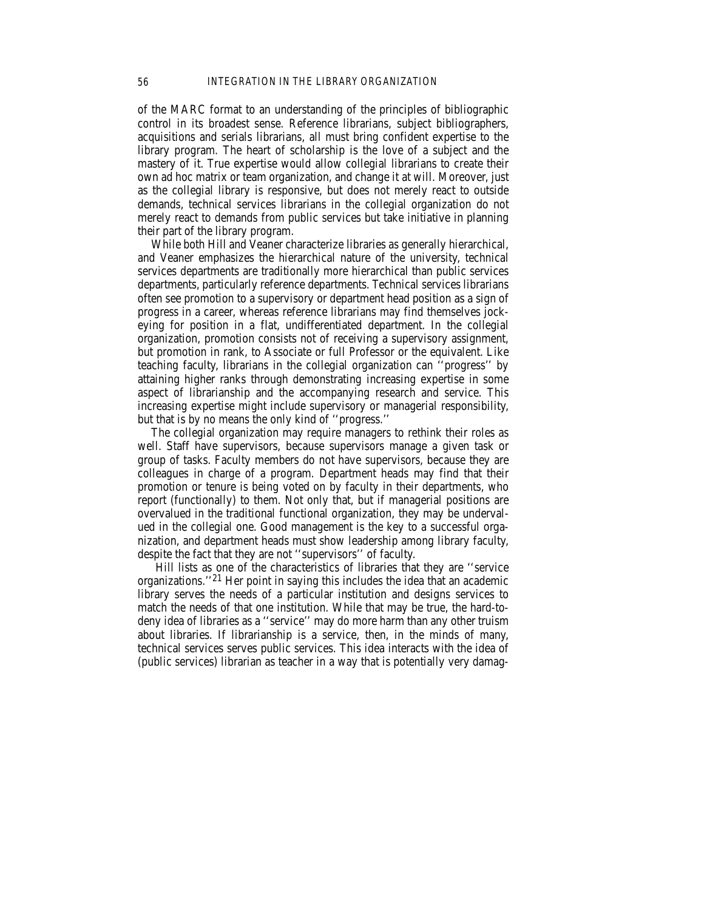of the MARC format to an understanding of the principles of bibliographic control in its broadest sense. Reference librarians, subject bibliographers, acquisitions and serials librarians, all must bring confident expertise to the library program. The heart of scholarship is the love of a subject and the mastery of it. True expertise would allow collegial librarians to create their own ad hoc matrix or team organization, and change it at will. Moreover, just as the collegial library is responsive, but does not merely react to outside demands, technical services librarians in the collegial organization do not merely react to demands from public services but take initiative in planning their part of the library program.

While both Hill and Veaner characterize libraries as generally hierarchical, and Veaner emphasizes the hierarchical nature of the university, technical services departments are traditionally more hierarchical than public services departments, particularly reference departments. Technical services librarians often see promotion to a supervisory or department head position as a sign of progress in a career, whereas reference librarians may find themselves jockeying for position in a flat, undifferentiated department. In the collegial organization, promotion consists not of receiving a supervisory assignment, but promotion in rank, to Associate or full Professor or the equivalent. Like teaching faculty, librarians in the collegial organization can ''progress'' by attaining higher ranks through demonstrating increasing expertise in some aspect of librarianship and the accompanying research and service. This increasing expertise might include supervisory or managerial responsibility, but that is by no means the only kind of ''progress.''

The collegial organization may require managers to rethink their roles as well. Staff have supervisors, because supervisors manage a given task or group of tasks. Faculty members do not have supervisors, because they are colleagues in charge of a program. Department heads may find that their promotion or tenure is being voted on by faculty in their departments, who report (functionally) to them. Not only that, but if managerial positions are overvalued in the traditional functional organization, they may be undervalued in the collegial one. Good management is the key to a successful organization, and department heads must show leadership among library faculty, despite the fact that they are not ''supervisors'' of faculty.

Hill lists as one of the characteristics of libraries that they are ''service organizations.''[21] Her point in saying this includes the idea that an academic library serves the needs of a particular institution and designs services to match the needs of that one institution. While that may be true, the hard-to-deny idea of libraries as a ''service'' may do more harm than any other truism about libraries. If librarianship is a service, then, in the minds of many, technical services serves public services. This idea interacts with the idea of (public services) librarian as teacher in a way that is potentially very damag-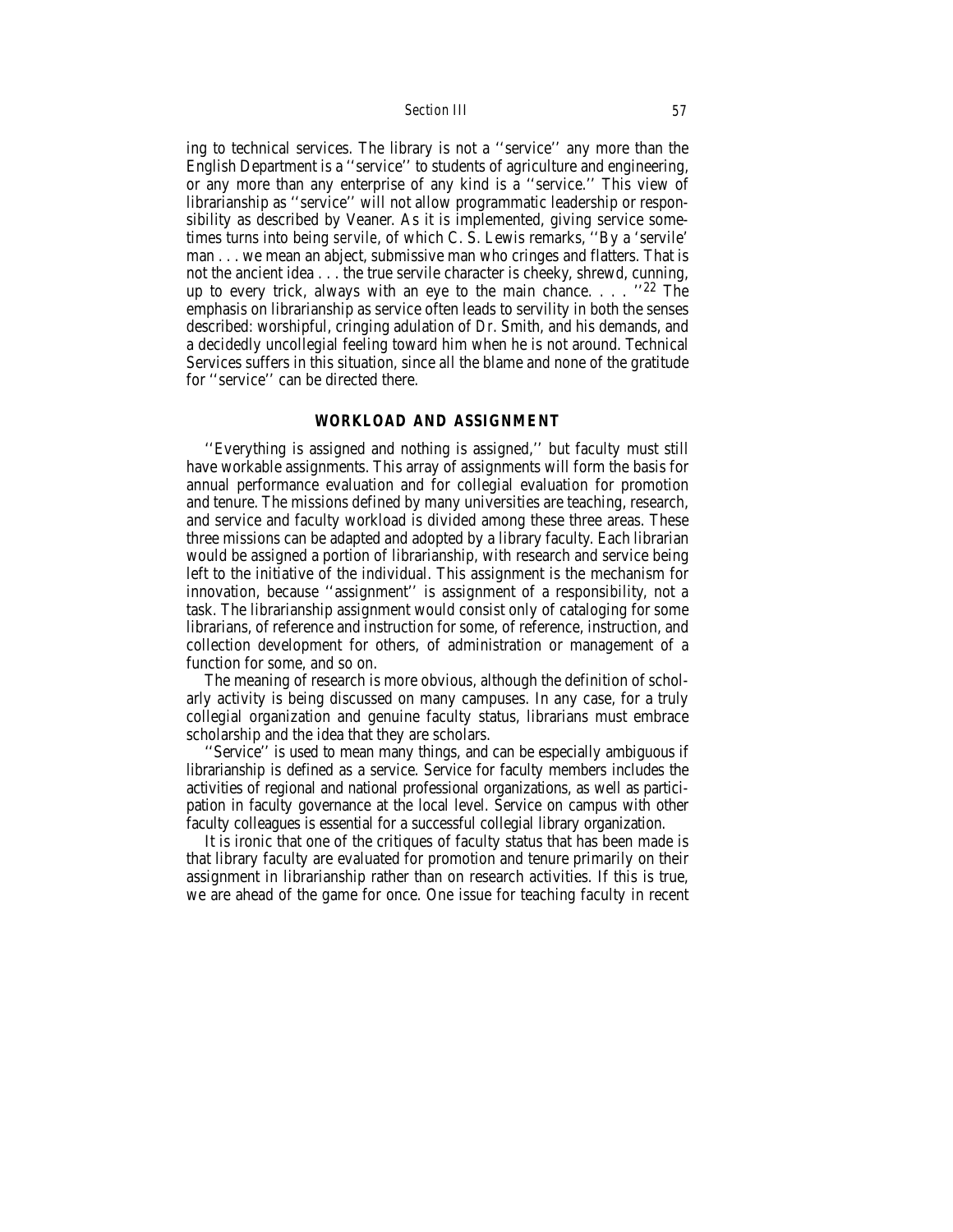ing to technical services. The library is not a ''service'' any more than the English Department is a ''service'' to students of agriculture and engineering, or any more than any enterprise of any kind is a ''service.'' This view of librarianship as ''service'' will not allow programmatic leadership or responsibility as described by Veaner. As it is implemented, giving service sometimes turns into being *servile*, of which C. S. Lewis remarks, ''By a 'servile' man . . . we mean an abject, submissive man who cringes and flatters. That is not the ancient idea . . . the true servile character is cheeky, shrewd, cunning, up to every trick, always with an eye to the main chance. . . . ''[22] The emphasis on librarianship as service often leads to servility in both the senses described: worshipful, cringing adulation of Dr. Smith, and his demands, and a decidedly uncollegial feeling toward him when he is not around. Technical Services suffers in this situation, since all the blame and none of the gratitude for ''service'' can be directed there.

## WORKLOAD AND ASSIGNMENT

''Everything is assigned and nothing is assigned,'' but faculty must still have workable assignments. This array of assignments will form the basis for annual performance evaluation and for collegial evaluation for promotion and tenure. The missions defined by many universities are teaching, research, and service and faculty workload is divided among these three areas. These three missions can be adapted and adopted by a library faculty. Each librarian would be assigned a portion of librarianship, with research and service being left to the initiative of the individual. This assignment is the mechanism for innovation, because ''assignment'' is assignment of a responsibility, not a task. The librarianship assignment would consist only of cataloging for some librarians, of reference and instruction for some, of reference, instruction, and collection development for others, of administration or management of a function for some, and so on.

The meaning of research is more obvious, although the definition of scholarly activity is being discussed on many campuses. In any case, for a truly collegial organization and genuine faculty status, librarians must embrace scholarship and the idea that they are scholars.

''Service'' is used to mean many things, and can be especially ambiguous if librarianship is defined as a service. Service for faculty members includes the activities of regional and national professional organizations, as well as participation in faculty governance at the local level. Service on campus with other faculty colleagues is essential for a successful collegial library organization.

It is ironic that one of the critiques of faculty status that has been made is that library faculty are evaluated for promotion and tenure primarily on their assignment in librarianship rather than on research activities. If this is true, we are ahead of the game for once. One issue for teaching faculty in recent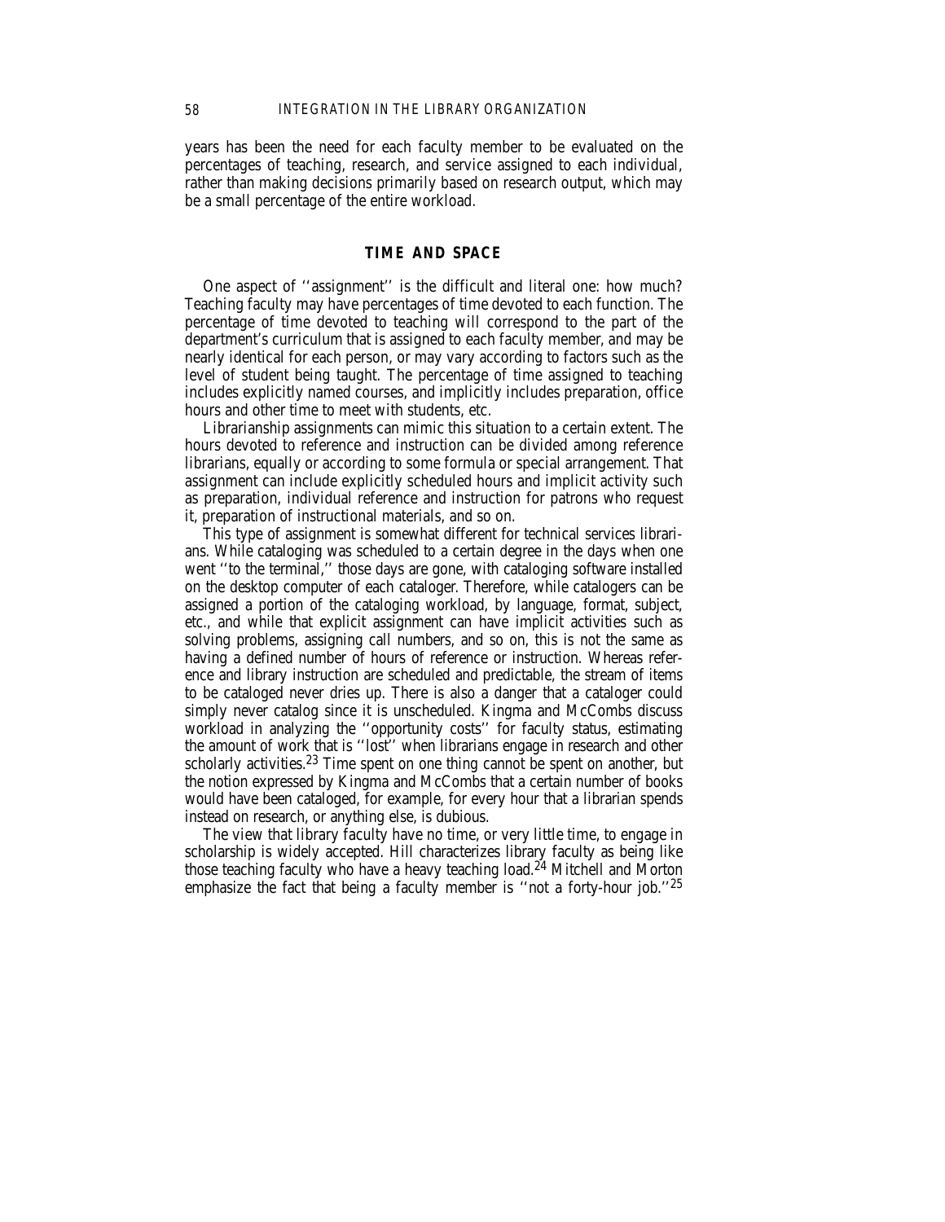years has been the need for each faculty member to be evaluated on the percentages of teaching, research, and service assigned to each individual, rather than making decisions primarily based on research output, which may be a small percentage of the entire workload.

## TIME AND SPACE

One aspect of ''assignment'' is the difficult and literal one: how much? Teaching faculty may have percentages of time devoted to each function. The percentage of time devoted to teaching will correspond to the part of the department's curriculum that is assigned to each faculty member, and may be nearly identical for each person, or may vary according to factors such as the level of student being taught. The percentage of time assigned to teaching includes explicitly named courses, and implicitly includes preparation, office hours and other time to meet with students, etc.

Librarianship assignments can mimic this situation to a certain extent. The hours devoted to reference and instruction can be divided among reference librarians, equally or according to some formula or special arrangement. That assignment can include explicitly scheduled hours and implicit activity such as preparation, individual reference and instruction for patrons who request it, preparation of instructional materials, and so on.

This type of assignment is somewhat different for technical services librarians. While cataloging was scheduled to a certain degree in the days when one went ''to the terminal,'' those days are gone, with cataloging software installed on the desktop computer of each cataloger. Therefore, while catalogers can be assigned a portion of the cataloging workload, by language, format, subject, etc., and while that explicit assignment can have implicit activities such as solving problems, assigning call numbers, and so on, this is not the same as having a defined number of hours of reference or instruction. Whereas reference and library instruction are scheduled and predictable, the stream of items to be cataloged never dries up. There is also a danger that a cataloger could simply never catalog since it is unscheduled. Kingma and McCombs discuss workload in analyzing the ''opportunity costs'' for faculty status, estimating the amount of work that is ''lost'' when librarians engage in research and other scholarly activities.[23] Time spent on one thing cannot be spent on another, but the notion expressed by Kingma and McCombs that a certain number of books would have been cataloged, for example, for every hour that a librarian spends instead on research, or anything else, is dubious.

The view that library faculty have no time, or very little time, to engage in scholarship is widely accepted. Hill characterizes library faculty as being like those teaching faculty who have a heavy teaching load.[24] Mitchell and Morton emphasize the fact that being a faculty member is ''not a forty-hour job.''[25]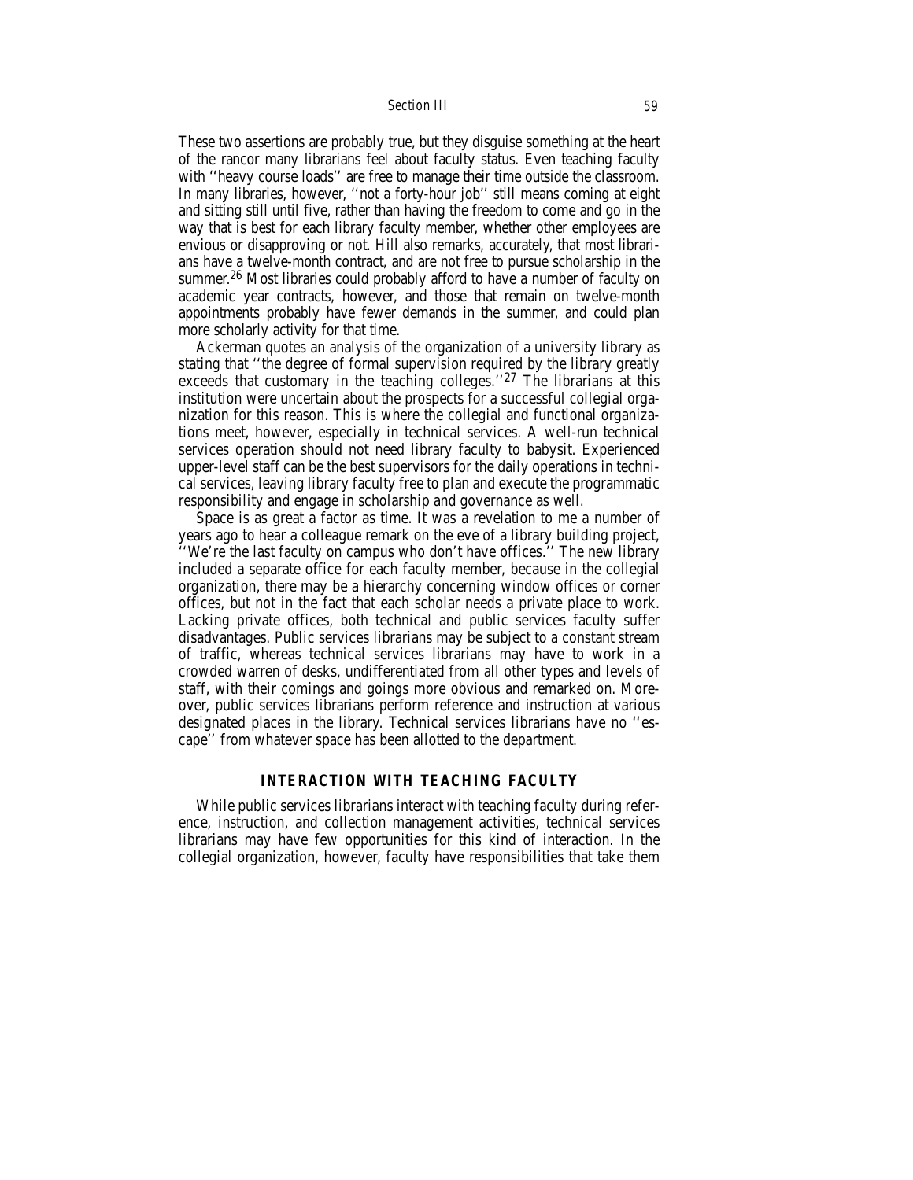These two assertions are probably true, but they disguise something at the heart of the rancor many librarians feel about faculty status. Even teaching faculty with ''heavy course loads'' are free to manage their time outside the classroom. In many libraries, however, ''not a forty-hour job'' still means coming at eight and sitting still until five, rather than having the freedom to come and go in the way that is best for each library faculty member, whether other employees are envious or disapproving or not. Hill also remarks, accurately, that most librarians have a twelve-month contract, and are not free to pursue scholarship in the summer.[26] Most libraries could probably afford to have a number of faculty on academic year contracts, however, and those that remain on twelve-month appointments probably have fewer demands in the summer, and could plan more scholarly activity for that time.

Ackerman quotes an analysis of the organization of a university library as stating that ''the degree of formal supervision required by the library greatly exceeds that customary in the teaching colleges.''[27] The librarians at this institution were uncertain about the prospects for a successful collegial organization for this reason. This is where the collegial and functional organizations meet, however, especially in technical services. A well-run technical services operation should not need library faculty to babysit. Experienced upper-level staff can be the best supervisors for the daily operations in technical services, leaving library faculty free to plan and execute the programmatic responsibility and engage in scholarship and governance as well.

Space is as great a factor as time. It was a revelation to me a number of years ago to hear a colleague remark on the eve of a library building project, ''We're the last faculty on campus who don't have offices.'' The new library included a separate office for each faculty member, because in the collegial organization, there may be a hierarchy concerning window offices or corner offices, but not in the fact that each scholar needs a private place to work. Lacking private offices, both technical and public services faculty suffer disadvantages. Public services librarians may be subject to a constant stream of traffic, whereas technical services librarians may have to work in a crowded warren of desks, undifferentiated from all other types and levels of staff, with their comings and goings more obvious and remarked on. Moreover, public services librarians perform reference and instruction at various designated places in the library. Technical services librarians have no ''escape'' from whatever space has been allotted to the department.

## INTERACTION WITH TEACHING FACULTY

While public services librarians interact with teaching faculty during reference, instruction, and collection management activities, technical services librarians may have few opportunities for this kind of interaction. In the collegial organization, however, faculty have responsibilities that take them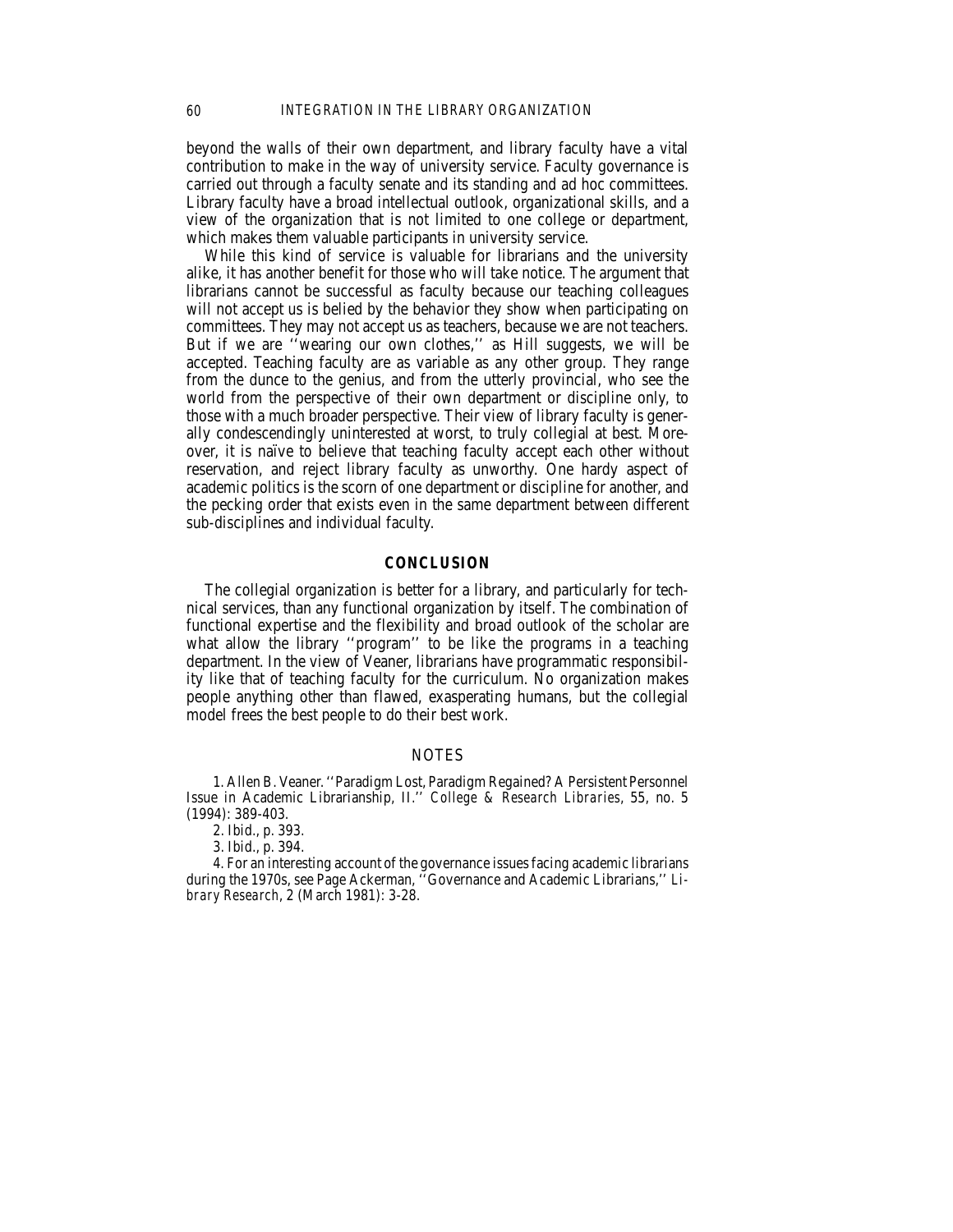beyond the walls of their own department, and library faculty have a vital contribution to make in the way of university service. Faculty governance is carried out through a faculty senate and its standing and ad hoc committees. Library faculty have a broad intellectual outlook, organizational skills, and a view of the organization that is not limited to one college or department, which makes them valuable participants in university service.

While this kind of service is valuable for librarians and the university alike, it has another benefit for those who will take notice. The argument that librarians cannot be successful as faculty because our teaching colleagues will not accept us is belied by the behavior they show when participating on committees. They may not accept us as teachers, because we are not teachers. But if we are ''wearing our own clothes,'' as Hill suggests, we will be accepted. Teaching faculty are as variable as any other group. They range from the dunce to the genius, and from the utterly provincial, who see the world from the perspective of their own department or discipline only, to those with a much broader perspective. Their view of library faculty is generally condescendingly uninterested at worst, to truly collegial at best. Moreover, it is naïve to believe that teaching faculty accept each other without reservation, and reject library faculty as unworthy. One hardy aspect of academic politics is the scorn of one department or discipline for another, and the pecking order that exists even in the same department between different sub-disciplines and individual faculty.

## CONCLUSION

The collegial organization is better for a library, and particularly for technical services, than any functional organization by itself. The combination of functional expertise and the flexibility and broad outlook of the scholar are what allow the library ''program'' to be like the programs in a teaching department. In the view of Veaner, librarians have programmatic responsibility like that of teaching faculty for the curriculum. No organization makes people anything other than flawed, exasperating humans, but the collegial model frees the best people to do their best work.

## NOTES

1. Allen B. Veaner. ''Paradigm Lost, Paradigm Regained? A Persistent Personnel Issue in Academic Librarianship, II.'' *College & Research Libraries*, 55, no. 5 (1994): 389-403.

2. Ibid., p. 393.

3. Ibid., p. 394.

4. For an interesting account of the governance issues facing academic librarians during the 1970s, see Page Ackerman, ''Governance and Academic Librarians,'' *Library Research*, 2 (March 1981): 3-28.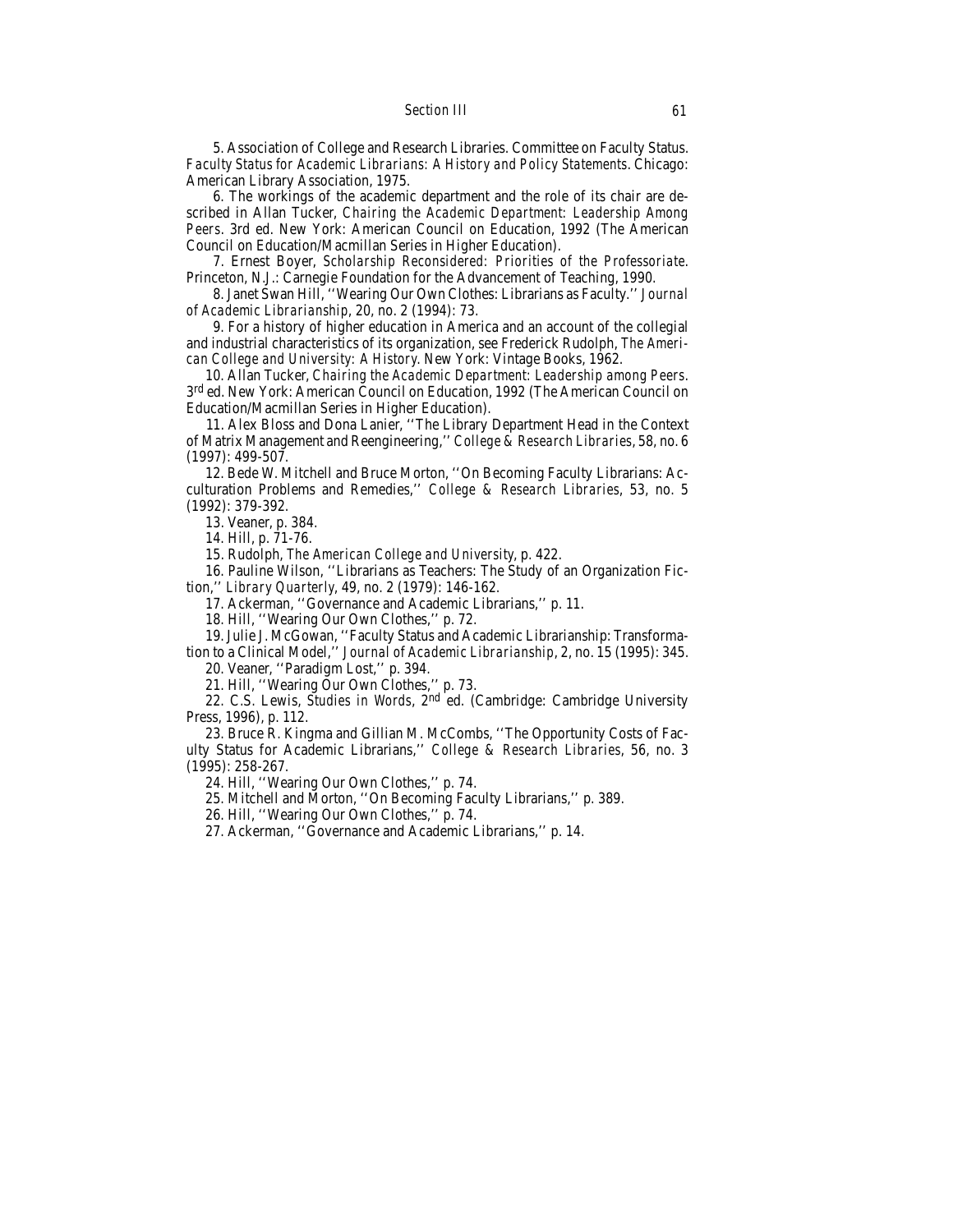5. Association of College and Research Libraries. Committee on Faculty Status. *Faculty Status for Academic Librarians: A History and Policy Statements*. Chicago: American Library Association, 1975.

6. The workings of the academic department and the role of its chair are described in Allan Tucker, *Chairing the Academic Department: Leadership Among Peers*. 3rd ed. New York: American Council on Education, 1992 (The American Council on Education/Macmillan Series in Higher Education).

7. Ernest Boyer, *Scholarship Reconsidered: Priorities of the Professoriate*. Princeton, N.J.: Carnegie Foundation for the Advancement of Teaching, 1990.

8. Janet Swan Hill, ''Wearing Our Own Clothes: Librarians as Faculty.'' *Journal of Academic Librarianship*, 20, no. 2 (1994): 73.

9. For a history of higher education in America and an account of the collegial and industrial characteristics of its organization, see Frederick Rudolph, *The American College and University: A History*. New York: Vintage Books, 1962.

10. Allan Tucker, *Chairing the Academic Department: Leadership among Peers*. 3rd ed. New York: American Council on Education, 1992 (The American Council on Education/Macmillan Series in Higher Education).

11. Alex Bloss and Dona Lanier, ''The Library Department Head in the Context of Matrix Management and Reengineering,'' *College & Research Libraries*, 58, no. 6 (1997): 499-507.

12. Bede W. Mitchell and Bruce Morton, ''On Becoming Faculty Librarians: Acculturation Problems and Remedies,'' *College & Research Libraries*, 53, no. 5 (1992): 379-392.

13. Veaner, p. 384.

14. Hill, p. 71-76.

15. Rudolph, *The American College and University*, p. 422.

16. Pauline Wilson, ''Librarians as Teachers: The Study of an Organization Fiction,'' *Library Quarterly*, 49, no. 2 (1979): 146-162.

17. Ackerman, ''Governance and Academic Librarians,'' p. 11.

18. Hill, ''Wearing Our Own Clothes,'' p. 72.

19. Julie J. McGowan, ''Faculty Status and Academic Librarianship: Transformation to a Clinical Model,'' *Journal of Academic Librarianship*, 2, no. 15 (1995): 345.

20. Veaner, ''Paradigm Lost,'' p. 394.

21. Hill, ''Wearing Our Own Clothes,'' p. 73.

22. C.S. Lewis, *Studies in Words*, 2nd ed. (Cambridge: Cambridge University Press, 1996), p. 112.

23. Bruce R. Kingma and Gillian M. McCombs, ''The Opportunity Costs of Faculty Status for Academic Librarians,'' *College & Research Libraries*, 56, no. 3 (1995): 258-267.

24. Hill, ''Wearing Our Own Clothes,'' p. 74.

25. Mitchell and Morton, ''On Becoming Faculty Librarians,'' p. 389.

26. Hill, ''Wearing Our Own Clothes,'' p. 74.

27. Ackerman, ''Governance and Academic Librarians,'' p. 14.